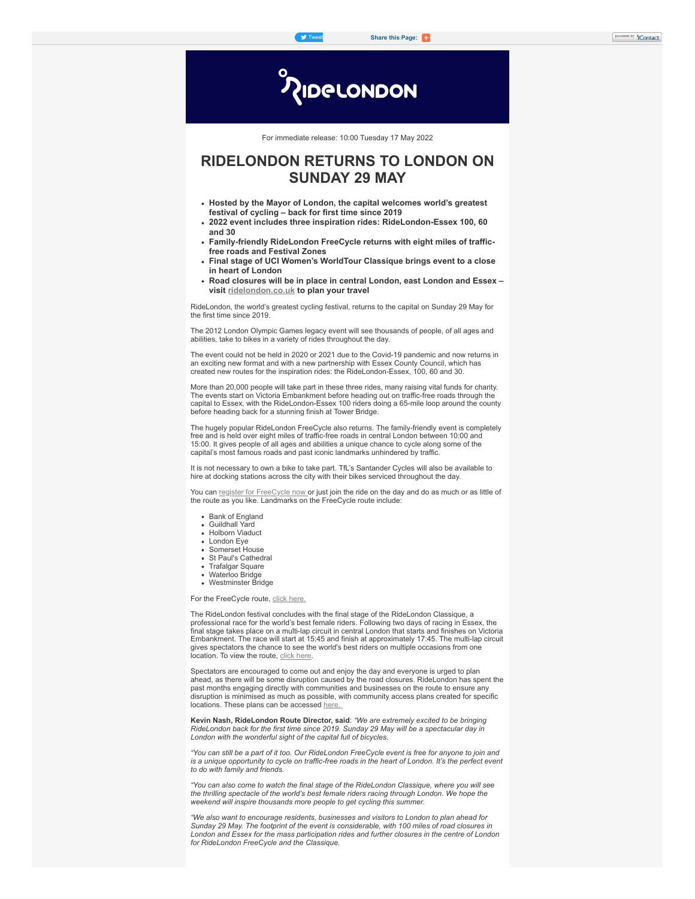For immediate release: 10:00 Tuesday 17 May 2022

# RIDELONDON RETURNS TO LONDON ON SUNDAY 29 MAY

- **Hosted by the Mayor of London, the capital welcomes world's greatest festival of cycling – back for first time since 2019**
- **2022 event includes three inspiration rides: RideLondon-Essex 100, 60 and 30**
- **Family-friendly RideLondon FreeCycle returns with eight miles of traffic-free roads and Festival Zones**
- **Final stage of UCI Women's WorldTour Classique brings event to a close in heart of London**
- **Road closures will be in place in central London, east London and Essex – visit ridelondon.co.uk to plan your travel**

RideLondon, the world's greatest cycling festival, returns to the capital on Sunday 29 May for the first time since 2019.

The 2012 London Olympic Games legacy event will see thousands of people, of all ages and abilities, take to bikes in a variety of rides throughout the day.

The event could not be held in 2020 or 2021 due to the Covid-19 pandemic and now returns in an exciting new format and with a new partnership with Essex County Council, which has created new routes for the inspiration rides: the RideLondon-Essex, 100, 60 and 30.

More than 20,000 people will take part in these three rides, many raising vital funds for charity. The events start on Victoria Embankment before heading out on traffic-free roads through the capital to Essex, with the RideLondon-Essex 100 riders doing a 65-mile loop around the county before heading back for a stunning finish at Tower Bridge.

The hugely popular RideLondon FreeCycle also returns. The family-friendly event is completely free and is held over eight miles of traffic-free roads in central London between 10:00 and 15:00. It gives people of all ages and abilities a unique chance to cycle along some of the capital's most famous roads and past iconic landmarks unhindered by traffic.

It is not necessary to own a bike to take part. TfL's Santander Cycles will also be available to hire at docking stations across the city with their bikes serviced throughout the day.

You can register for FreeCycle now or just join the ride on the day and do as much or as little of the route as you like. Landmarks on the FreeCycle route include:

- Bank of England
- Guildhall Yard
- Holborn Viaduct
- London Eye
- Somerset House
- St Paul's Cathedral
- Trafalgar Square
- Waterloo Bridge
- Westminster Bridge

For the FreeCycle route, click here.

The RideLondon festival concludes with the final stage of the RideLondon Classique, a professional race for the world's best female riders. Following two days of racing in Essex, the final stage takes place on a multi-lap circuit in central London that starts and finishes on Victoria Embankment. The race will start at 15:45 and finish at approximately 17:45. The multi-lap circuit gives spectators the chance to see the world's best riders on multiple occasions from one location. To view the route, click here.

Spectators are encouraged to come out and enjoy the day and everyone is urged to plan ahead, as there will be some disruption caused by the road closures. RideLondon has spent the past months engaging directly with communities and businesses on the route to ensure any disruption is minimised as much as possible, with community access plans created for specific locations. These plans can be accessed here.

**Kevin Nash, RideLondon Route Director, said**: *"We are extremely excited to be bringing RideLondon back for the first time since 2019. Sunday 29 May will be a spectacular day in London with the wonderful sight of the capital full of bicycles.*

*"You can still be a part of it too. Our RideLondon FreeCycle event is free for anyone to join and is a unique opportunity to cycle on traffic-free roads in the heart of London. It's the perfect event to do with family and friends.*

*"You can also come to watch the final stage of the RideLondon Classique, where you will see the thrilling spectacle of the world's best female riders racing through London. We hope the weekend will inspire thousands more people to get cycling this summer.*

*"We also want to encourage residents, businesses and visitors to London to plan ahead for Sunday 29 May. The footprint of the event is considerable, with 100 miles of road closures in London and Essex for the mass participation rides and further closures in the centre of London for RideLondon FreeCycle and the Classique.*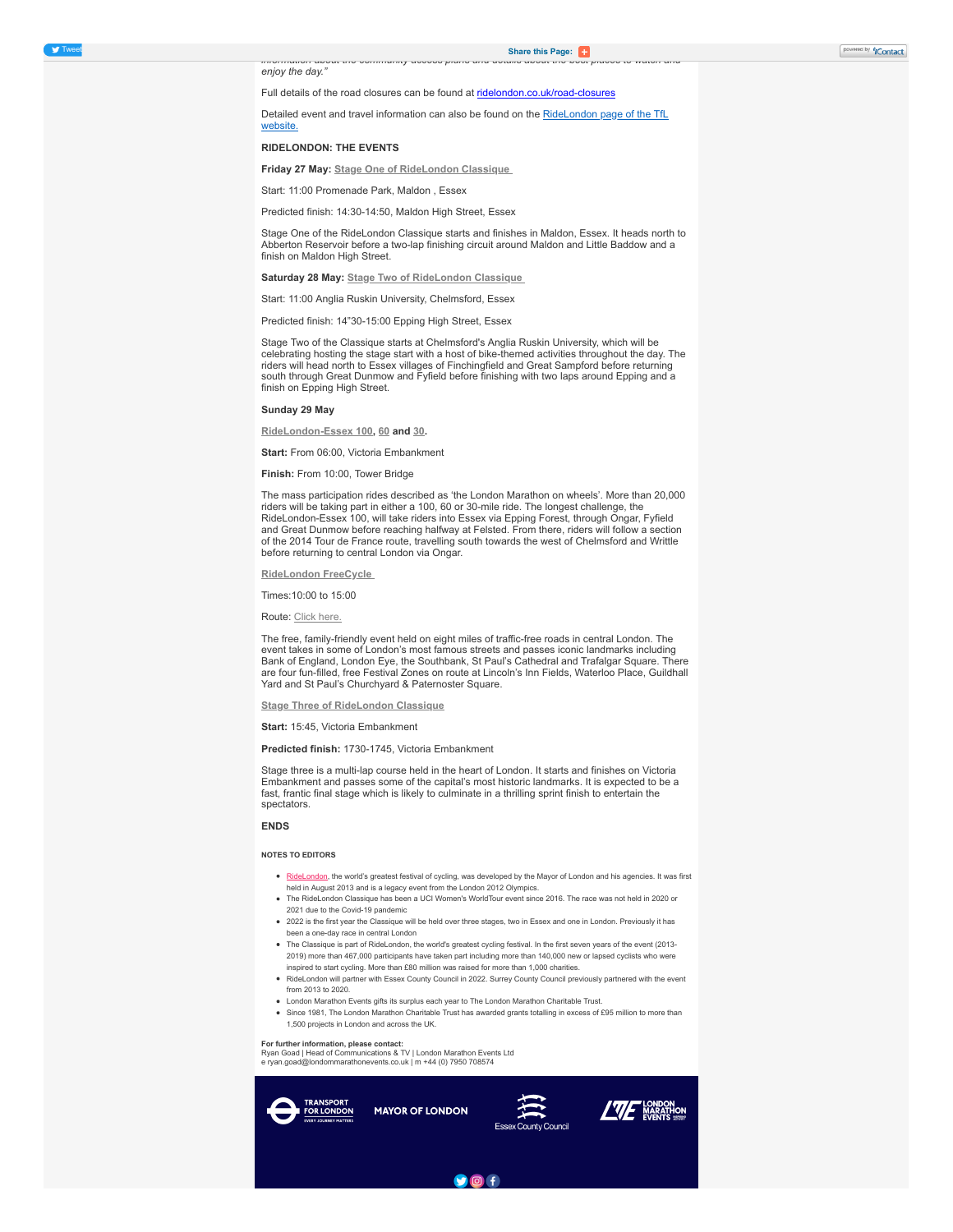*enjoy the day."*

Full details of the road closures can be found at ridelondon.co.uk/road-closures

Detailed event and travel information can also be found on the RideLondon page of the TfL website.

**RIDELONDON: THE EVENTS**

**Friday 27 May:** **Stage One of RideLondon Classique**

Start: 11:00 Promenade Park, Maldon , Essex

Predicted finish: 14:30-14:50, Maldon High Street, Essex

Stage One of the RideLondon Classique starts and finishes in Maldon, Essex. It heads north to Abberton Reservoir before a two-lap finishing circuit around Maldon and Little Baddow and a finish on Maldon High Street.

**Saturday 28 May:** **Stage Two of RideLondon Classique**

Start: 11:00 Anglia Ruskin University, Chelmsford, Essex

Predicted finish: 14"30-15:00 Epping High Street, Essex

Stage Two of the Classique starts at Chelmsford's Anglia Ruskin University, which will be celebrating hosting the stage start with a host of bike-themed activities throughout the day. The riders will head north to Essex villages of Finchingfield and Great Sampford before returning south through Great Dunmow and Fyfield before finishing with two laps around Epping and a finish on Epping High Street.

**Sunday 29 May**

**RideLondon-Essex 100, 60 and 30.**

**Start:** From 06:00, Victoria Embankment

**Finish:** From 10:00, Tower Bridge

The mass participation rides described as 'the London Marathon on wheels'. More than 20,000 riders will be taking part in either a 100, 60 or 30-mile ride. The longest challenge, the RideLondon-Essex 100, will take riders into Essex via Epping Forest, through Ongar, Fyfield and Great Dunmow before reaching halfway at Felsted. From there, riders will follow a section of the 2014 Tour de France route, travelling south towards the west of Chelmsford and Writtle before returning to central London via Ongar.

**RideLondon FreeCycle**

Times:10:00 to 15:00

Route: Click here.

The free, family-friendly event held on eight miles of traffic-free roads in central London. The event takes in some of London's most famous streets and passes iconic landmarks including Bank of England, London Eye, the Southbank, St Paul's Cathedral and Trafalgar Square. There are four fun-filled, free Festival Zones on route at Lincoln's Inn Fields, Waterloo Place, Guildhall Yard and St Paul's Churchyard & Paternoster Square.

**Stage Three of RideLondon Classique**

**Start:** 15:45, Victoria Embankment

**Predicted finish:** 1730-1745, Victoria Embankment

Stage three is a multi-lap course held in the heart of London. It starts and finishes on Victoria Embankment and passes some of the capital's most historic landmarks. It is expected to be a fast, frantic final stage which is likely to culminate in a thrilling sprint finish to entertain the spectators.

**ENDS**

**NOTES TO EDITORS**

- RideLondon, the world's greatest festival of cycling, was developed by the Mayor of London and his agencies. It was first held in August 2013 and is a legacy event from the London 2012 Olympics.
- The RideLondon Classique has been a UCI Women's WorldTour event since 2016. The race was not held in 2020 or 2021 due to the Covid-19 pandemic
- 2022 is the first year the Classique will be held over three stages, two in Essex and one in London. Previously it has been a one-day race in central London
- The Classique is part of RideLondon, the world's greatest cycling festival. In the first seven years of the event (2013-2019) more than 467,000 participants have taken part including more than 140,000 new or lapsed cyclists who were inspired to start cycling. More than £80 million was raised for more than 1,000 charities.
- RideLondon will partner with Essex County Council in 2022. Surrey County Council previously partnered with the event from 2013 to 2020.
- London Marathon Events gifts its surplus each year to The London Marathon Charitable Trust.
- Since 1981, The London Marathon Charitable Trust has awarded grants totalling in excess of £95 million to more than 1,500 projects in London and across the UK.

**For further information, please contact:**
Ryan Goad | Head of Communications & TV | London Marathon Events Ltd
e ryan.goad@londommarathonevents.co.uk | m +44 (0) 7950 708574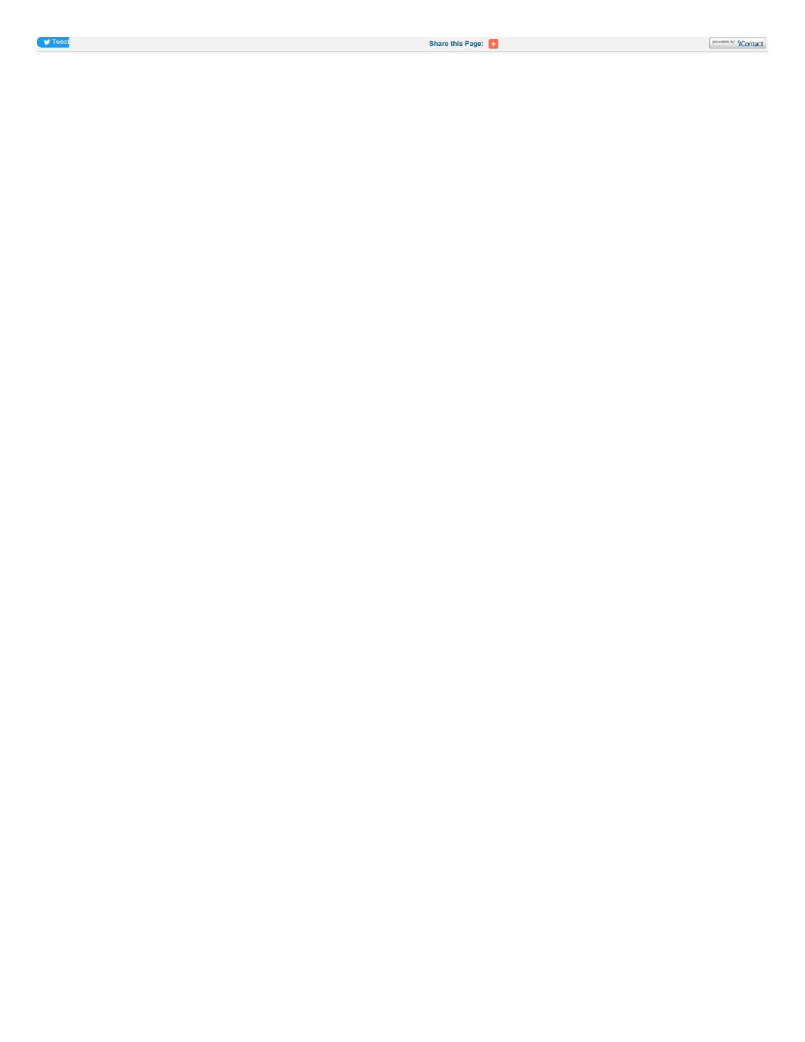Tweet

**Share this Page:**